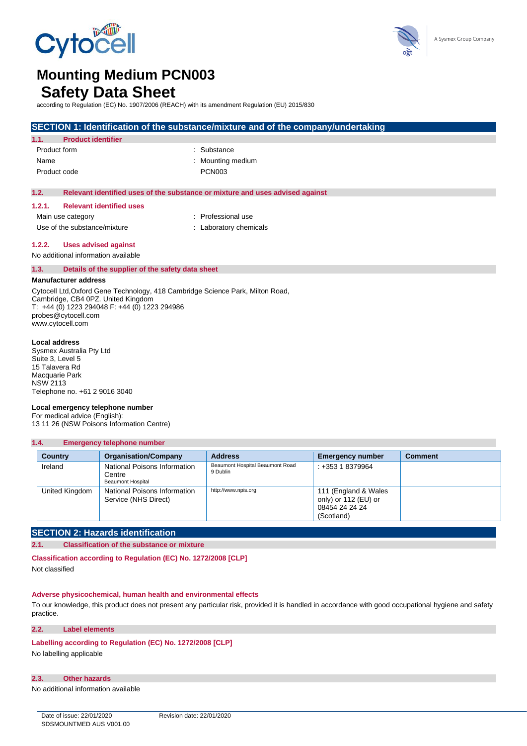# Mounting Medium PCN003
# Safety Data Sheet

according to Regulation (EC) No. 1907/2006 (REACH) with its amendment Regulation (EU) 2015/830

## SECTION 1: Identification of the substance/mixture and of the company/undertaking

### 1.1. Product identifier

Product form : Substance

Name : Mounting medium

Product code PCN003

### 1.2. Relevant identified uses of the substance or mixture and uses advised against

#### 1.2.1. Relevant identified uses

Main use category : Professional use

Use of the substance/mixture : Laboratory chemicals

#### 1.2.2. Uses advised against

No additional information available

### 1.3. Details of the supplier of the safety data sheet

**Manufacturer address**

Cytocell Ltd,Oxford Gene Technology, 418 Cambridge Science Park, Milton Road, Cambridge, CB4 0PZ. United Kingdom
T: +44 (0) 1223 294048 F: +44 (0) 1223 294986
probes@cytocell.com
www.cytocell.com

**Local address**

Sysmex Australia Pty Ltd
Suite 3, Level 5
15 Talavera Rd
Macquarie Park
NSW 2113
Telephone no. +61 2 9016 3040

**Local emergency telephone number**

For medical advice (English):
13 11 26 (NSW Poisons Information Centre)

### 1.4. Emergency telephone number

| Country | Organisation/Company | Address | Emergency number | Comment |
|---|---|---|---|---|
| Ireland | National Poisons Information Centre Beaumont Hospital | Beaumont Hospital Beaumont Road 9 Dublin | : +353 1 8379964 | |
| United Kingdom | National Poisons Information Service (NHS Direct) | http://www.npis.org | 111 (England & Wales only) or 112 (EU) or 08454 24 24 24 (Scotland) | |

## SECTION 2: Hazards identification

### 2.1. Classification of the substance or mixture

**Classification according to Regulation (EC) No. 1272/2008 [CLP]**

Not classified

**Adverse physicochemical, human health and environmental effects**

To our knowledge, this product does not present any particular risk, provided it is handled in accordance with good occupational hygiene and safety practice.

### 2.2. Label elements

**Labelling according to Regulation (EC) No. 1272/2008 [CLP]**

No labelling applicable

### 2.3. Other hazards

No additional information available

Date of issue: 22/01/2020 Revision date: 22/01/2020
SDSMOUNTMED AUS V001.00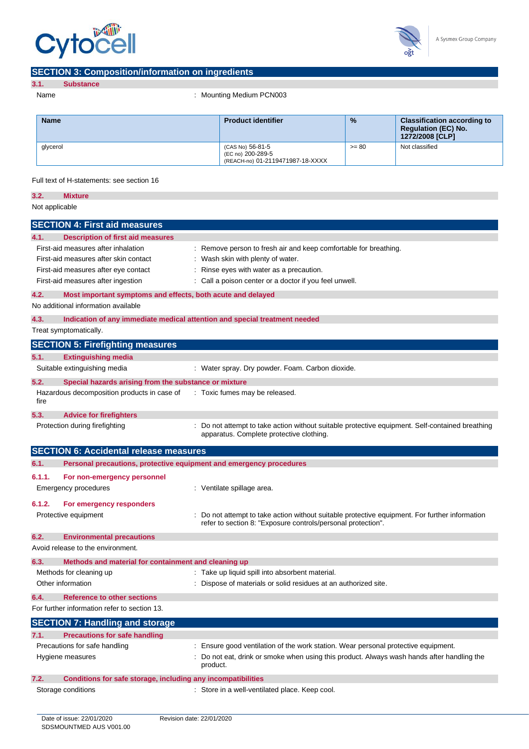## SECTION 3: Composition/information on ingredients

### 3.1. Substance

Name : Mounting Medium PCN003

| Name | Product identifier | % | Classification according to Regulation (EC) No. 1272/2008 [CLP] |
|---|---|---|---|
| glycerol | (CAS No) 56-81-5<br>(EC no) 200-289-5<br>(REACH-no) 01-2119471987-18-XXXX | >= 80 | Not classified |

Full text of H-statements: see section 16

### 3.2. Mixture

Not applicable

## SECTION 4: First aid measures

### 4.1. Description of first aid measures

First-aid measures after inhalation : Remove person to fresh air and keep comfortable for breathing.

First-aid measures after skin contact : Wash skin with plenty of water.

First-aid measures after eye contact : Rinse eyes with water as a precaution.

First-aid measures after ingestion : Call a poison center or a doctor if you feel unwell.

### 4.2. Most important symptoms and effects, both acute and delayed

No additional information available

### 4.3. Indication of any immediate medical attention and special treatment needed

Treat symptomatically.

## SECTION 5: Firefighting measures

### 5.1. Extinguishing media

Suitable extinguishing media : Water spray. Dry powder. Foam. Carbon dioxide.

### 5.2. Special hazards arising from the substance or mixture

Hazardous decomposition products in case of fire : Toxic fumes may be released.

### 5.3. Advice for firefighters

Protection during firefighting : Do not attempt to take action without suitable protective equipment. Self-contained breathing apparatus. Complete protective clothing.

## SECTION 6: Accidental release measures

### 6.1. Personal precautions, protective equipment and emergency procedures

#### 6.1.1. For non-emergency personnel

Emergency procedures : Ventilate spillage area.

#### 6.1.2. For emergency responders

Protective equipment : Do not attempt to take action without suitable protective equipment. For further information refer to section 8: "Exposure controls/personal protection".

### 6.2. Environmental precautions

Avoid release to the environment.

### 6.3. Methods and material for containment and cleaning up

Methods for cleaning up : Take up liquid spill into absorbent material.

Other information : Dispose of materials or solid residues at an authorized site.

### 6.4. Reference to other sections

For further information refer to section 13.

## SECTION 7: Handling and storage

### 7.1. Precautions for safe handling

Precautions for safe handling : Ensure good ventilation of the work station. Wear personal protective equipment.

Hygiene measures : Do not eat, drink or smoke when using this product. Always wash hands after handling the product.

### 7.2. Conditions for safe storage, including any incompatibilities

Storage conditions : Store in a well-ventilated place. Keep cool.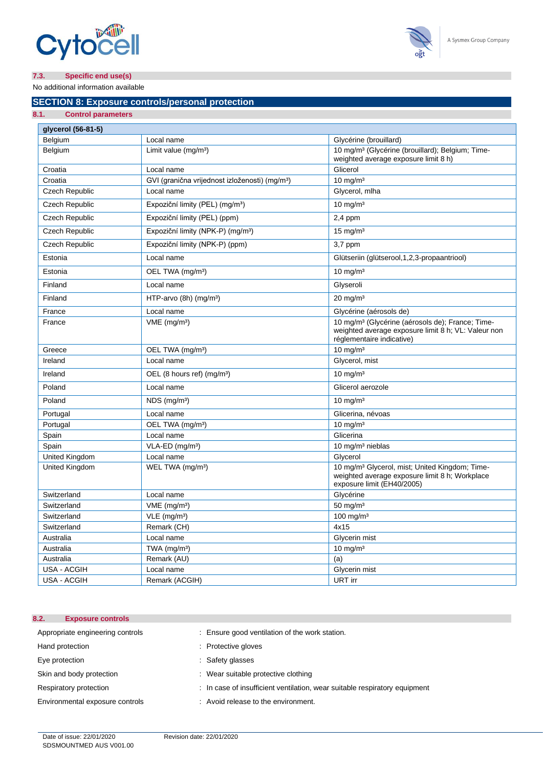### 7.3. Specific end use(s)

No additional information available

## SECTION 8: Exposure controls/personal protection

### 8.1. Control parameters

| glycerol (56-81-5) | | |
|---|---|---|
| Belgium | Local name | Glycérine (brouillard) |
| Belgium | Limit value (mg/m³) | 10 mg/m³ (Glycérine (brouillard); Belgium; Time-weighted average exposure limit 8 h) |
| Croatia | Local name | Glicerol |
| Croatia | GVI (granična vrijednost izloženosti) (mg/m³) | 10 mg/m³ |
| Czech Republic | Local name | Glycerol, mlha |
| Czech Republic | Expoziční limity (PEL) (mg/m³) | 10 mg/m³ |
| Czech Republic | Expoziční limity (PEL) (ppm) | 2,4 ppm |
| Czech Republic | Expoziční limity (NPK-P) (mg/m³) | 15 mg/m³ |
| Czech Republic | Expoziční limity (NPK-P) (ppm) | 3,7 ppm |
| Estonia | Local name | Glütseriin (glütserool,1,2,3-propaantriool) |
| Estonia | OEL TWA (mg/m³) | 10 mg/m³ |
| Finland | Local name | Glyseroli |
| Finland | HTP-arvo (8h) (mg/m³) | 20 mg/m³ |
| France | Local name | Glycérine (aérosols de) |
| France | VME (mg/m³) | 10 mg/m³ (Glycérine (aérosols de); France; Time-weighted average exposure limit 8 h; VL: Valeur non réglementaire indicative) |
| Greece | OEL TWA (mg/m³) | 10 mg/m³ |
| Ireland | Local name | Glycerol, mist |
| Ireland | OEL (8 hours ref) (mg/m³) | 10 mg/m³ |
| Poland | Local name | Glicerol aerozole |
| Poland | NDS (mg/m³) | 10 mg/m³ |
| Portugal | Local name | Glicerina, névoas |
| Portugal | OEL TWA (mg/m³) | 10 mg/m³ |
| Spain | Local name | Glicerina |
| Spain | VLA-ED (mg/m³) | 10 mg/m³ nieblas |
| United Kingdom | Local name | Glycerol |
| United Kingdom | WEL TWA (mg/m³) | 10 mg/m³ Glycerol, mist; United Kingdom; Time-weighted average exposure limit 8 h; Workplace exposure limit (EH40/2005) |
| Switzerland | Local name | Glycérine |
| Switzerland | VME (mg/m³) | 50 mg/m³ |
| Switzerland | VLE (mg/m³) | 100 mg/m³ |
| Switzerland | Remark (CH) | 4x15 |
| Australia | Local name | Glycerin mist |
| Australia | TWA (mg/m³) | 10 mg/m³ |
| Australia | Remark (AU) | (a) |
| USA - ACGIH | Local name | Glycerin mist |
| USA - ACGIH | Remark (ACGIH) | URT irr |

### 8.2. Exposure controls

Appropriate engineering controls : Ensure good ventilation of the work station.

Hand protection : Protective gloves

Eye protection : Safety glasses

Skin and body protection : Wear suitable protective clothing

Respiratory protection : In case of insufficient ventilation, wear suitable respiratory equipment

Environmental exposure controls : Avoid release to the environment.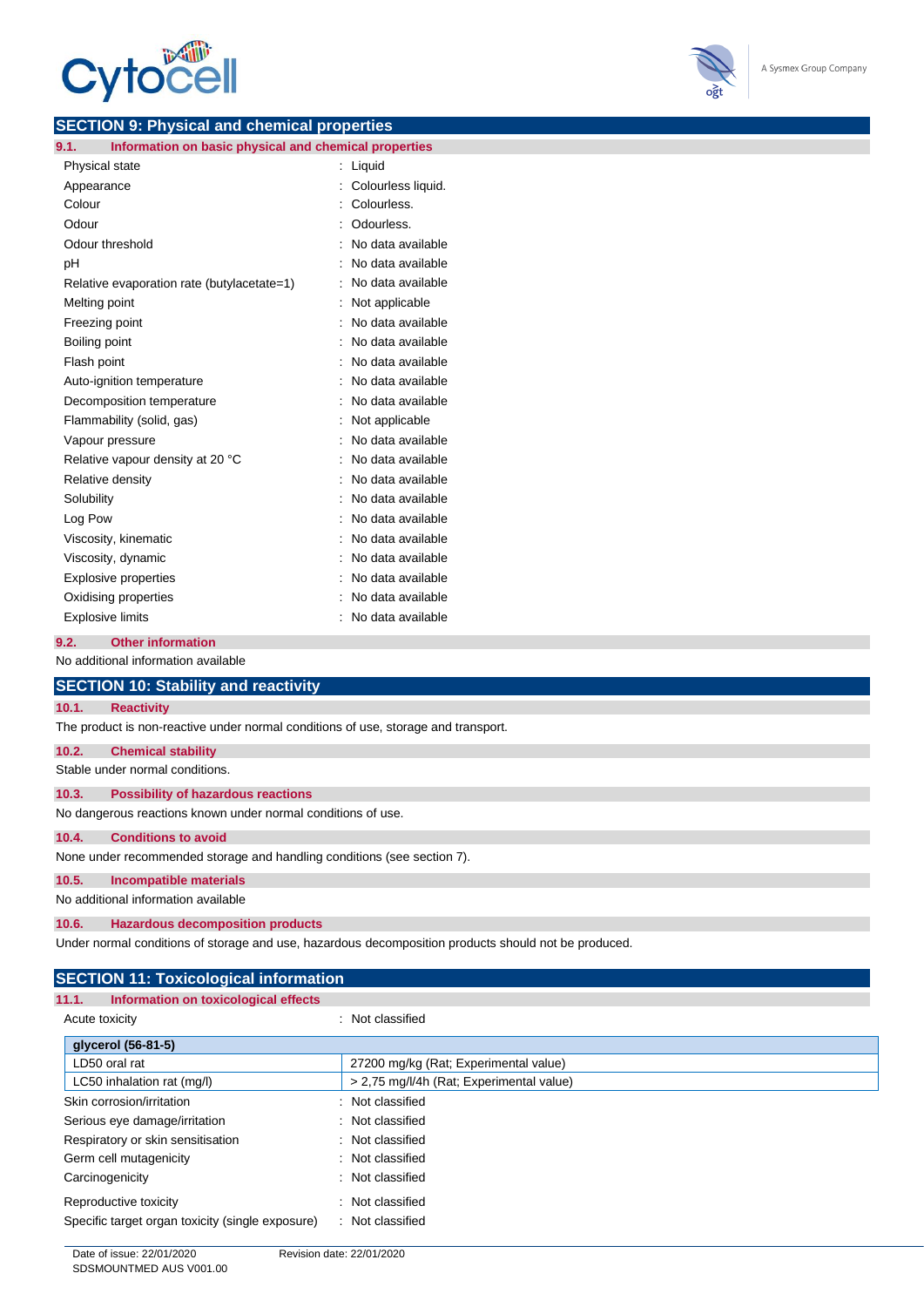## SECTION 9: Physical and chemical properties

### 9.1. Information on basic physical and chemical properties

| | |
|---|---|
| Physical state | : Liquid |
| Appearance | : Colourless liquid. |
| Colour | : Colourless. |
| Odour | : Odourless. |
| Odour threshold | : No data available |
| pH | : No data available |
| Relative evaporation rate (butylacetate=1) | : No data available |
| Melting point | : Not applicable |
| Freezing point | : No data available |
| Boiling point | : No data available |
| Flash point | : No data available |
| Auto-ignition temperature | : No data available |
| Decomposition temperature | : No data available |
| Flammability (solid, gas) | : Not applicable |
| Vapour pressure | : No data available |
| Relative vapour density at 20 °C | : No data available |
| Relative density | : No data available |
| Solubility | : No data available |
| Log Pow | : No data available |
| Viscosity, kinematic | : No data available |
| Viscosity, dynamic | : No data available |
| Explosive properties | : No data available |
| Oxidising properties | : No data available |
| Explosive limits | : No data available |

### 9.2. Other information

No additional information available

## SECTION 10: Stability and reactivity

### 10.1. Reactivity

The product is non-reactive under normal conditions of use, storage and transport.

### 10.2. Chemical stability

Stable under normal conditions.

### 10.3. Possibility of hazardous reactions

No dangerous reactions known under normal conditions of use.

### 10.4. Conditions to avoid

None under recommended storage and handling conditions (see section 7).

### 10.5. Incompatible materials

No additional information available

### 10.6. Hazardous decomposition products

Under normal conditions of storage and use, hazardous decomposition products should not be produced.

## SECTION 11: Toxicological information

### 11.1. Information on toxicological effects

Acute toxicity : Not classified

| glycerol (56-81-5) | |
|---|---|
| LD50 oral rat | 27200 mg/kg (Rat; Experimental value) |
| LC50 inhalation rat (mg/l) | > 2,75 mg/l/4h (Rat; Experimental value) |

| | |
|---|---|
| Skin corrosion/irritation | : Not classified |
| Serious eye damage/irritation | : Not classified |
| Respiratory or skin sensitisation | : Not classified |
| Germ cell mutagenicity | : Not classified |
| Carcinogenicity | : Not classified |
| Reproductive toxicity | : Not classified |
| Specific target organ toxicity (single exposure) | : Not classified |

Date of issue: 22/01/2020 Revision date: 22/01/2020
SDSMOUNTMED AUS V001.00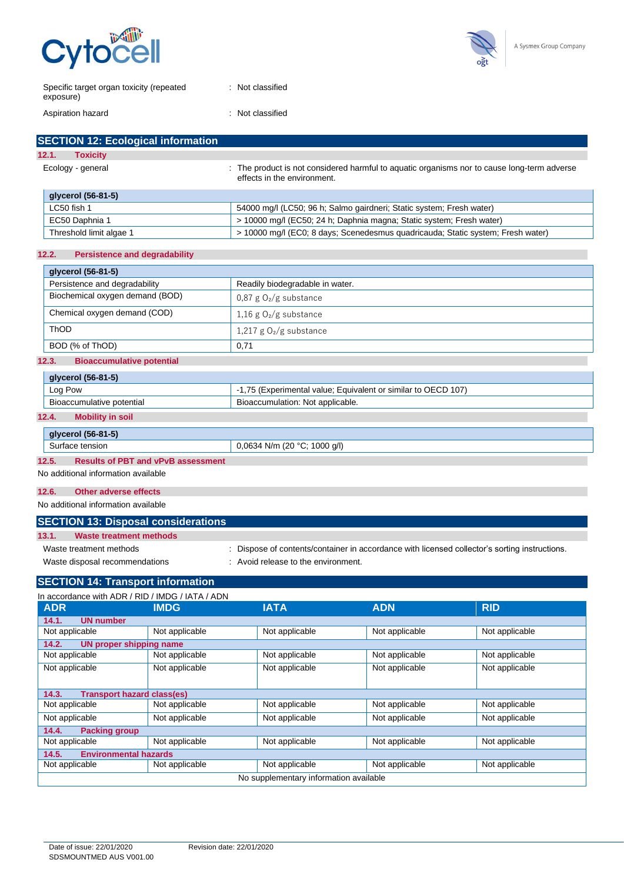Specific target organ toxicity (repeated exposure) : Not classified

Aspiration hazard : Not classified

## SECTION 12: Ecological information

### 12.1. Toxicity

Ecology - general : The product is not considered harmful to aquatic organisms nor to cause long-term adverse effects in the environment.

| glycerol (56-81-5) | |
|---|---|
| LC50 fish 1 | 54000 mg/l (LC50; 96 h; Salmo gairdneri; Static system; Fresh water) |
| EC50 Daphnia 1 | > 10000 mg/l (EC50; 24 h; Daphnia magna; Static system; Fresh water) |
| Threshold limit algae 1 | > 10000 mg/l (EC0; 8 days; Scenedesmus quadricauda; Static system; Fresh water) |

### 12.2. Persistence and degradability

| glycerol (56-81-5) | |
|---|---|
| Persistence and degradability | Readily biodegradable in water. |
| Biochemical oxygen demand (BOD) | 0,87 g $O_2$/g substance |
| Chemical oxygen demand (COD) | 1,16 g $O_2$/g substance |
| ThOD | 1,217 g $O_2$/g substance |
| BOD (% of ThOD) | 0,71 |

### 12.3. Bioaccumulative potential

| glycerol (56-81-5) | |
|---|---|
| Log Pow | -1,75 (Experimental value; Equivalent or similar to OECD 107) |
| Bioaccumulative potential | Bioaccumulation: Not applicable. |

### 12.4. Mobility in soil

| glycerol (56-81-5) | |
|---|---|
| Surface tension | 0,0634 N/m (20 °C; 1000 g/l) |

### 12.5. Results of PBT and vPvB assessment

No additional information available

### 12.6. Other adverse effects

No additional information available

## SECTION 13: Disposal considerations

### 13.1. Waste treatment methods

Waste treatment methods : Dispose of contents/container in accordance with licensed collector's sorting instructions.

Waste disposal recommendations : Avoid release to the environment.

## SECTION 14: Transport information

In accordance with ADR / RID / IMDG / IATA / ADN

| ADR | IMDG | IATA | ADN | RID |
|---|---|---|---|---|
| **14.1. UN number** | | | | |
| Not applicable | Not applicable | Not applicable | Not applicable | Not applicable |
| **14.2. UN proper shipping name** | | | | |
| Not applicable | Not applicable | Not applicable | Not applicable | Not applicable |
| Not applicable | Not applicable | Not applicable | Not applicable | Not applicable |
| **14.3. Transport hazard class(es)** | | | | |
| Not applicable | Not applicable | Not applicable | Not applicable | Not applicable |
| Not applicable | Not applicable | Not applicable | Not applicable | Not applicable |
| **14.4. Packing group** | | | | |
| Not applicable | Not applicable | Not applicable | Not applicable | Not applicable |
| **14.5. Environmental hazards** | | | | |
| Not applicable | Not applicable | Not applicable | Not applicable | Not applicable |
| No supplementary information available | | | | |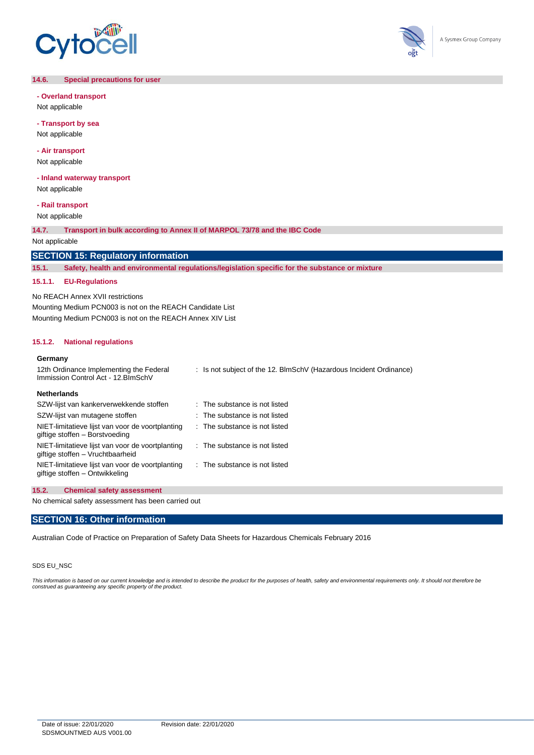#### 14.6. Special precautions for user

**- Overland transport**

Not applicable

**- Transport by sea**

Not applicable

**- Air transport**

Not applicable

**- Inland waterway transport**

Not applicable

**- Rail transport**

Not applicable

#### 14.7. Transport in bulk according to Annex II of MARPOL 73/78 and the IBC Code

Not applicable

## SECTION 15: Regulatory information

#### 15.1. Safety, health and environmental regulations/legislation specific for the substance or mixture

##### 15.1.1. EU-Regulations

No REACH Annex XVII restrictions

Mounting Medium PCN003 is not on the REACH Candidate List

Mounting Medium PCN003 is not on the REACH Annex XIV List

##### 15.1.2. National regulations

**Germany**

| | |
|---|---|
| 12th Ordinance Implementing the Federal Immission Control Act - 12.BImSchV | : Is not subject of the 12. BlmSchV (Hazardous Incident Ordinance) |

**Netherlands**

| | |
|---|---|
| SZW-lijst van kankerverwekkende stoffen | : The substance is not listed |
| SZW-lijst van mutagene stoffen | : The substance is not listed |
| NIET-limitatieve lijst van voor de voortplanting giftige stoffen – Borstvoeding | : The substance is not listed |
| NIET-limitatieve lijst van voor de voortplanting giftige stoffen – Vruchtbaarheid | : The substance is not listed |
| NIET-limitatieve lijst van voor de voortplanting giftige stoffen – Ontwikkeling | : The substance is not listed |

#### 15.2. Chemical safety assessment

No chemical safety assessment has been carried out

## SECTION 16: Other information

Australian Code of Practice on Preparation of Safety Data Sheets for Hazardous Chemicals February 2016

SDS EU_NSC

*This information is based on our current knowledge and is intended to describe the product for the purposes of health, safety and environmental requirements only. It should not therefore be construed as guaranteeing any specific property of the product.*

Date of issue: 22/01/2020 Revision date: 22/01/2020
SDSMOUNTMED AUS V001.00